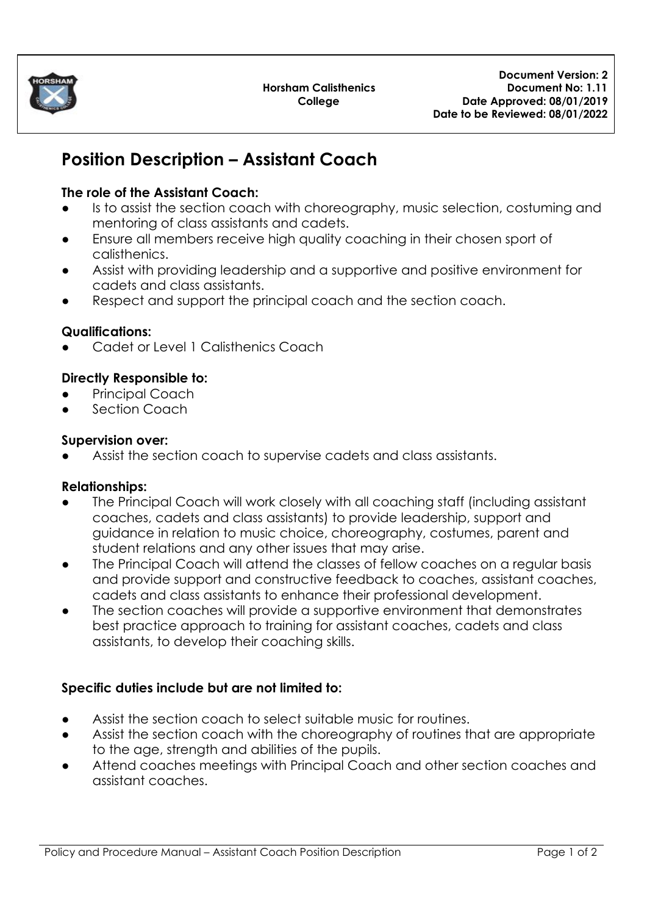| | Horsham Calisthenics College | Document Version: 2<br>Document No: 1.11<br>Date Approved: 08/01/2019<br>Date to be Reviewed: 08/01/2022 |
|---|---|---|

# Position Description – Assistant Coach

**The role of the Assistant Coach:**

- Is to assist the section coach with choreography, music selection, costuming and mentoring of class assistants and cadets.
- Ensure all members receive high quality coaching in their chosen sport of calisthenics.
- Assist with providing leadership and a supportive and positive environment for cadets and class assistants.
- Respect and support the principal coach and the section coach.

**Qualifications:**

- Cadet or Level 1 Calisthenics Coach

**Directly Responsible to:**

- Principal Coach
- Section Coach

**Supervision over:**

- Assist the section coach to supervise cadets and class assistants.

**Relationships:**

- The Principal Coach will work closely with all coaching staff (including assistant coaches, cadets and class assistants) to provide leadership, support and guidance in relation to music choice, choreography, costumes, parent and student relations and any other issues that may arise.
- The Principal Coach will attend the classes of fellow coaches on a regular basis and provide support and constructive feedback to coaches, assistant coaches, cadets and class assistants to enhance their professional development.
- The section coaches will provide a supportive environment that demonstrates best practice approach to training for assistant coaches, cadets and class assistants, to develop their coaching skills.

**Specific duties include but are not limited to:**

- Assist the section coach to select suitable music for routines.
- Assist the section coach with the choreography of routines that are appropriate to the age, strength and abilities of the pupils.
- Attend coaches meetings with Principal Coach and other section coaches and assistant coaches.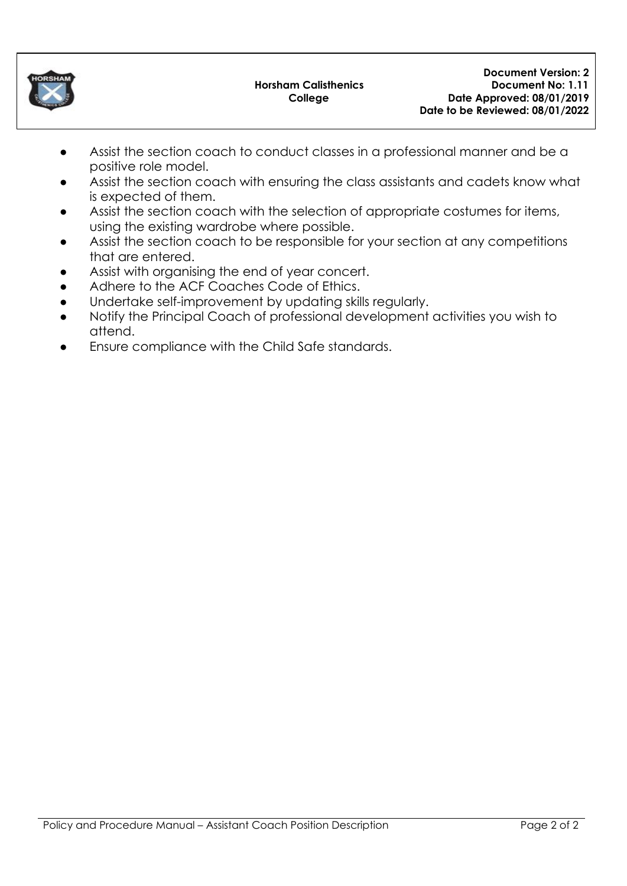- Assist the section coach to conduct classes in a professional manner and be a positive role model.
- Assist the section coach with ensuring the class assistants and cadets know what is expected of them.
- Assist the section coach with the selection of appropriate costumes for items, using the existing wardrobe where possible.
- Assist the section coach to be responsible for your section at any competitions that are entered.
- Assist with organising the end of year concert.
- Adhere to the ACF Coaches Code of Ethics.
- Undertake self-improvement by updating skills regularly.
- Notify the Principal Coach of professional development activities you wish to attend.
- Ensure compliance with the Child Safe standards.